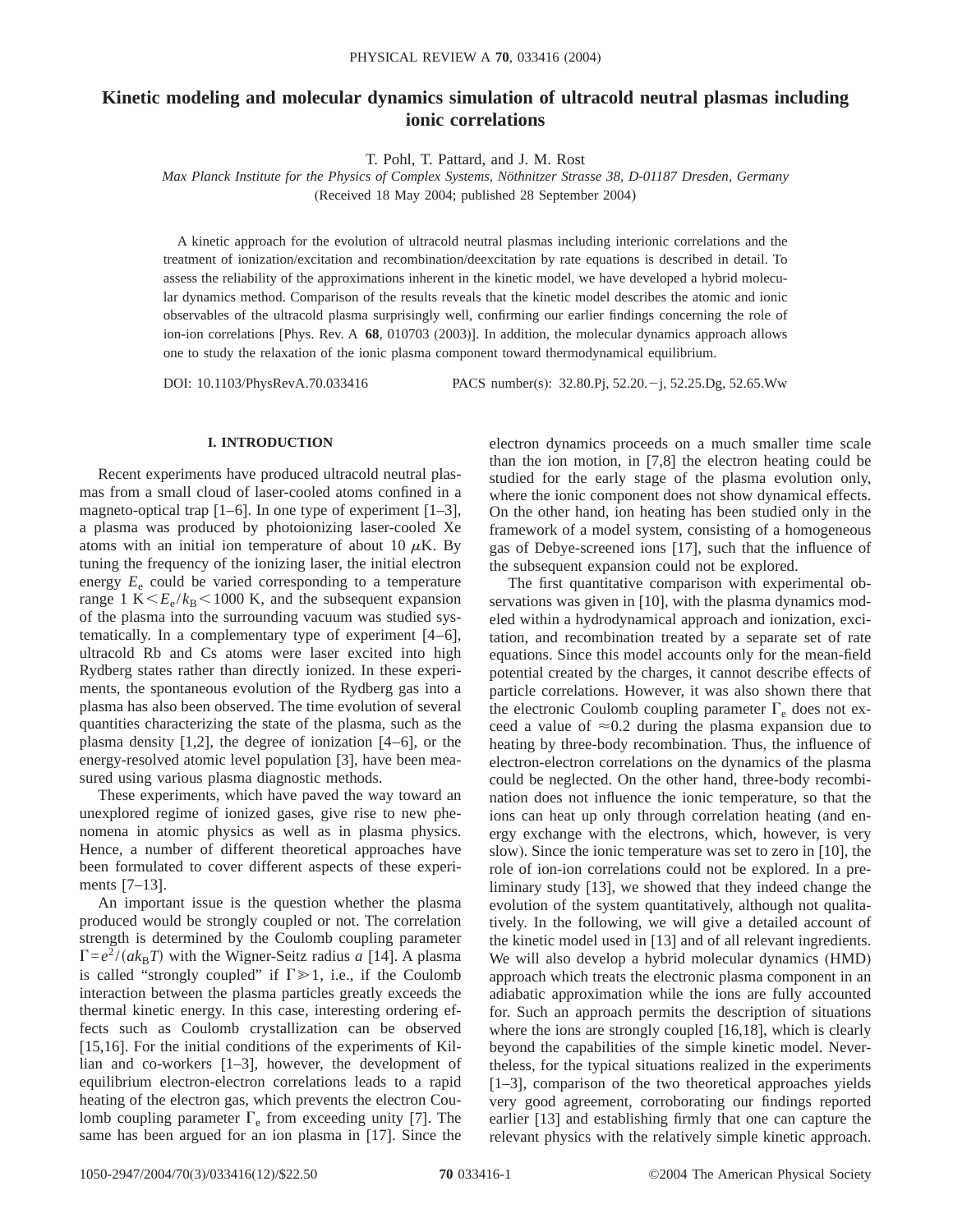# Kinetic modeling and molecular dynamics simulation of ultracold neutral plasmas including ionic correlations

T. Pohl, T. Pattard, and J. M. Rost

*Max Planck Institute for the Physics of Complex Systems, Nöthnitzer Strasse 38, D-01187 Dresden, Germany*

(Received 18 May 2004; published 28 September 2004)

A kinetic approach for the evolution of ultracold neutral plasmas including interionic correlations and the treatment of ionization/excitation and recombination/deexcitation by rate equations is described in detail. To assess the reliability of the approximations inherent in the kinetic model, we have developed a hybrid molecular dynamics method. Comparison of the results reveals that the kinetic model describes the atomic and ionic observables of the ultracold plasma surprisingly well, confirming our earlier findings concerning the role of ion-ion correlations [Phys. Rev. A **68**, 010703 (2003)]. In addition, the molecular dynamics approach allows one to study the relaxation of the ionic plasma component toward thermodynamical equilibrium.

DOI: 10.1103/PhysRevA.70.033416 PACS number(s): 32.80.Pj, 52.20.−j, 52.25.Dg, 52.65.Ww

## I. INTRODUCTION

Recent experiments have produced ultracold neutral plasmas from a small cloud of laser-cooled atoms confined in a magneto-optical trap [1–6]. In one type of experiment [1–3], a plasma was produced by photoionizing laser-cooled Xe atoms with an initial ion temperature of about 10 $\mu$K. By tuning the frequency of the ionizing laser, the initial electron energy $E_e$ could be varied corresponding to a temperature range 1 K $< E_e/k_B <$ 1000 K, and the subsequent expansion of the plasma into the surrounding vacuum was studied systematically. In a complementary type of experiment [4–6], ultracold Rb and Cs atoms were laser excited into high Rydberg states rather than directly ionized. In these experiments, the spontaneous evolution of the Rydberg gas into a plasma has also been observed. The time evolution of several quantities characterizing the state of the plasma, such as the plasma density [1,2], the degree of ionization [4–6], or the energy-resolved atomic level population [3], have been measured using various plasma diagnostic methods.

These experiments, which have paved the way toward an unexplored regime of ionized gases, give rise to new phenomena in atomic physics as well as in plasma physics. Hence, a number of different theoretical approaches have been formulated to cover different aspects of these experiments [7–13].

An important issue is the question whether the plasma produced would be strongly coupled or not. The correlation strength is determined by the Coulomb coupling parameter $\Gamma = e^2/(ak_BT)$ with the Wigner-Seitz radius $a$ [14]. A plasma is called "strongly coupled" if $\Gamma \gg 1$, i.e., if the Coulomb interaction between the plasma particles greatly exceeds the thermal kinetic energy. In this case, interesting ordering effects such as Coulomb crystallization can be observed [15,16]. For the initial conditions of the experiments of Killian and co-workers [1–3], however, the development of equilibrium electron-electron correlations leads to a rapid heating of the electron gas, which prevents the electron Coulomb coupling parameter $\Gamma_e$ from exceeding unity [7]. The same has been argued for an ion plasma in [17]. Since the electron dynamics proceeds on a much smaller time scale than the ion motion, in [7,8] the electron heating could be studied for the early stage of the plasma evolution only, where the ionic component does not show dynamical effects. On the other hand, ion heating has been studied only in the framework of a model system, consisting of a homogeneous gas of Debye-screened ions [17], such that the influence of the subsequent expansion could not be explored.

The first quantitative comparison with experimental observations was given in [10], with the plasma dynamics modeled within a hydrodynamical approach and ionization, excitation, and recombination treated by a separate set of rate equations. Since this model accounts only for the mean-field potential created by the charges, it cannot describe effects of particle correlations. However, it was also shown there that the electronic Coulomb coupling parameter $\Gamma_e$ does not exceed a value of $\approx 0.2$ during the plasma expansion due to heating by three-body recombination. Thus, the influence of electron-electron correlations on the dynamics of the plasma could be neglected. On the other hand, three-body recombination does not influence the ionic temperature, so that the ions can heat up only through correlation heating (and energy exchange with the electrons, which, however, is very slow). Since the ionic temperature was set to zero in [10], the role of ion-ion correlations could not be explored. In a preliminary study [13], we showed that they indeed change the evolution of the system quantitatively, although not qualitatively. In the following, we will give a detailed account of the kinetic model used in [13] and of all relevant ingredients. We will also develop a hybrid molecular dynamics (HMD) approach which treats the electronic plasma component in an adiabatic approximation while the ions are fully accounted for. Such an approach permits the description of situations where the ions are strongly coupled [16,18], which is clearly beyond the capabilities of the simple kinetic model. Nevertheless, for the typical situations realized in the experiments [1–3], comparison of the two theoretical approaches yields very good agreement, corroborating our findings reported earlier [13] and establishing firmly that one can capture the relevant physics with the relatively simple kinetic approach.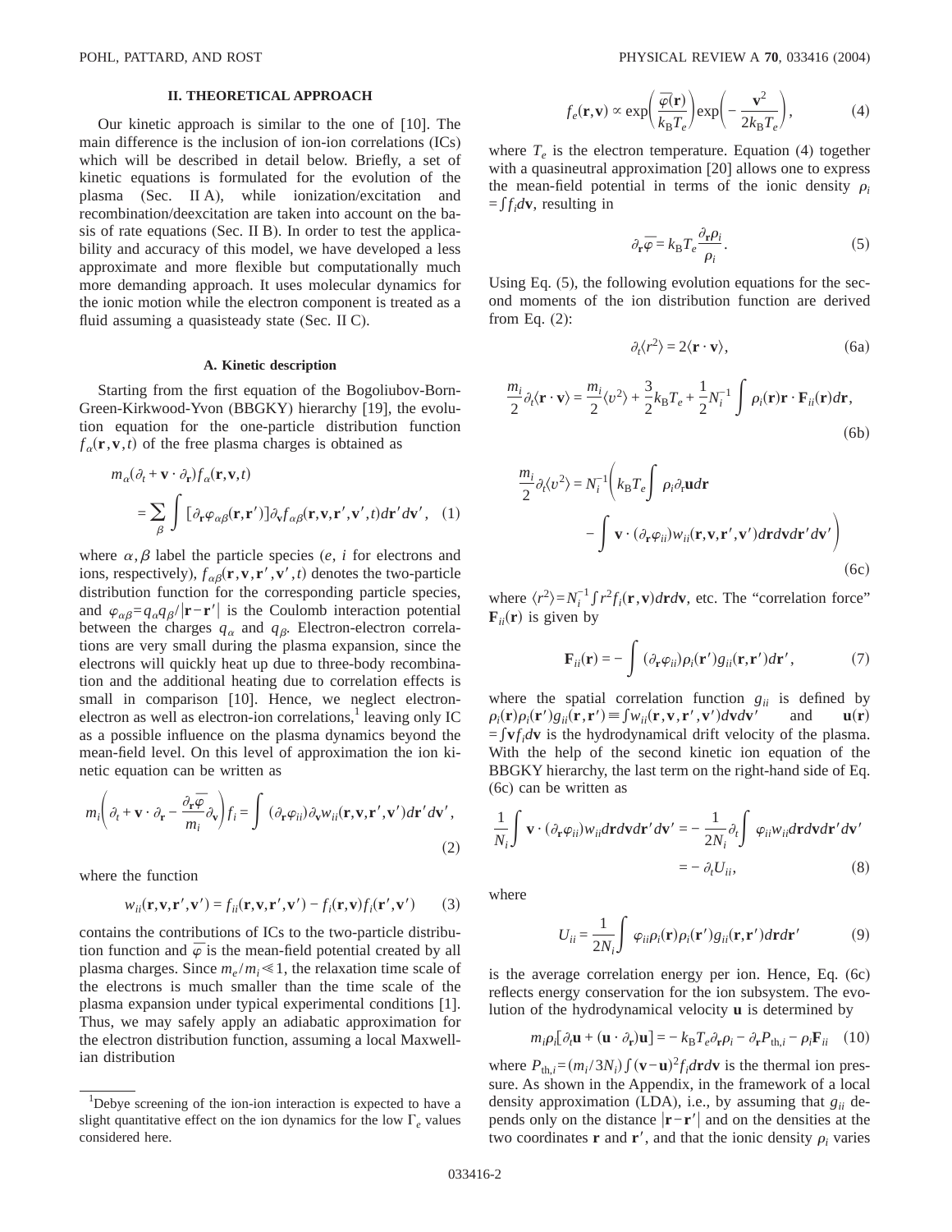## II. THEORETICAL APPROACH

Our kinetic approach is similar to the one of [10]. The main difference is the inclusion of ion-ion correlations (ICs) which will be described in detail below. Briefly, a set of kinetic equations is formulated for the evolution of the plasma (Sec. II A), while ionization/excitation and recombination/deexcitation are taken into account on the basis of rate equations (Sec. II B). In order to test the applicability and accuracy of this model, we have developed a less approximate and more flexible but computationally much more demanding approach. It uses molecular dynamics for the ionic motion while the electron component is treated as a fluid assuming a quasisteady state (Sec. II C).

### A. Kinetic description

Starting from the first equation of the Bogoliubov-Born-Green-Kirkwood-Yvon (BBGKY) hierarchy [19], the evolution equation for the one-particle distribution function $f_\alpha(\mathbf{r},\mathbf{v},t)$ of the free plasma charges is obtained as

$$m_\alpha(\partial_t + \mathbf{v}\cdot\partial_{\mathbf{r}})f_\alpha(\mathbf{r},\mathbf{v},t) = \sum_\beta \int [\partial_{\mathbf{r}}\varphi_{\alpha\beta}(\mathbf{r},\mathbf{r}')]\partial_{\mathbf{v}}f_{\alpha\beta}(\mathbf{r},\mathbf{v},\mathbf{r}',\mathbf{v}',t)d\mathbf{r}'d\mathbf{v}', \quad (1)$$

where $\alpha,\beta$ label the particle species ($e$, $i$ for electrons and ions, respectively), $f_{\alpha\beta}(\mathbf{r},\mathbf{v},\mathbf{r}',\mathbf{v}',t)$ denotes the two-particle distribution function for the corresponding particle species, and $\varphi_{\alpha\beta}=q_\alpha q_\beta/|\mathbf{r}-\mathbf{r}'|$ is the Coulomb interaction potential between the charges $q_\alpha$ and $q_\beta$. Electron-electron correlations are very small during the plasma expansion, since the electrons will quickly heat up due to three-body recombination and the additional heating due to correlation effects is small in comparison [10]. Hence, we neglect electron-electron as well as electron-ion correlations,[1] leaving only IC as a possible influence on the plasma dynamics beyond the mean-field level. On this level of approximation the ion kinetic equation can be written as

$$m_i\left(\partial_t + \mathbf{v}\cdot\partial_{\mathbf{r}} - \frac{\partial_{\mathbf{r}}\overline{\varphi}}{m_i}\partial_{\mathbf{v}}\right)f_i = \int (\partial_{\mathbf{r}}\varphi_{ii})\partial_{\mathbf{v}}w_{ii}(\mathbf{r},\mathbf{v},\mathbf{r}',\mathbf{v}')d\mathbf{r}'d\mathbf{v}', \quad (2)$$

where the function

$$w_{ii}(\mathbf{r},\mathbf{v},\mathbf{r}',\mathbf{v}') = f_{ii}(\mathbf{r},\mathbf{v},\mathbf{r}',\mathbf{v}') - f_i(\mathbf{r},\mathbf{v})f_i(\mathbf{r}',\mathbf{v}') \quad (3)$$

contains the contributions of ICs to the two-particle distribution function and $\overline{\varphi}$ is the mean-field potential created by all plasma charges. Since $m_e/m_i \ll 1$, the relaxation time scale of the electrons is much smaller than the time scale of the plasma expansion under typical experimental conditions [1]. Thus, we may safely apply an adiabatic approximation for the electron distribution function, assuming a local Maxwellian distribution

$$f_e(\mathbf{r},\mathbf{v}) \propto \exp\left(\frac{\overline{\varphi}(\mathbf{r})}{k_B T_e}\right)\exp\left(-\frac{\mathbf{v}^2}{2k_B T_e}\right), \quad (4)$$

where $T_e$ is the electron temperature. Equation (4) together with a quasineutral approximation [20] allows one to express the mean-field potential in terms of the ionic density $\rho_i = \int f_i d\mathbf{v}$, resulting in

$$\partial_{\mathbf{r}}\overline{\varphi} = k_B T_e \frac{\partial_{\mathbf{r}}\rho_i}{\rho_i}. \quad (5)$$

Using Eq. (5), the following evolution equations for the second moments of the ion distribution function are derived from Eq. (2):

$$\partial_t\langle r^2\rangle = 2\langle \mathbf{r}\cdot\mathbf{v}\rangle, \quad (6a)$$

$$\frac{m_i}{2}\partial_t\langle \mathbf{r}\cdot\mathbf{v}\rangle = \frac{m_i}{2}\langle v^2\rangle + \frac{3}{2}k_B T_e + \frac{1}{2}N_i^{-1}\int \rho_i(\mathbf{r})\mathbf{r}\cdot\mathbf{F}_{ii}(\mathbf{r})d\mathbf{r}, \quad (6b)$$

$$\frac{m_i}{2}\partial_t\langle v^2\rangle = N_i^{-1}\left(k_B T_e\int \rho_i\partial_{\mathbf{r}}\mathbf{u}d\mathbf{r} - \int \mathbf{v}\cdot(\partial_{\mathbf{r}}\varphi_{ii})w_{ii}(\mathbf{r},\mathbf{v},\mathbf{r}',\mathbf{v}')d\mathbf{r}d\mathbf{v}d\mathbf{r}'d\mathbf{v}'\right) \quad (6c)$$

where $\langle r^2\rangle = N_i^{-1}\int r^2 f_i(\mathbf{r},\mathbf{v})d\mathbf{r}d\mathbf{v}$, etc. The "correlation force" $\mathbf{F}_{ii}(\mathbf{r})$ is given by

$$\mathbf{F}_{ii}(\mathbf{r}) = -\int (\partial_{\mathbf{r}}\varphi_{ii})\rho_i(\mathbf{r}')g_{ii}(\mathbf{r},\mathbf{r}')d\mathbf{r}', \quad (7)$$

where the spatial correlation function $g_{ii}$ is defined by $\rho_i(\mathbf{r})\rho_i(\mathbf{r}')g_{ii}(\mathbf{r},\mathbf{r}') \equiv \int w_{ii}(\mathbf{r},\mathbf{v},\mathbf{r}',\mathbf{v}')d\mathbf{v}d\mathbf{v}'$ and $\mathbf{u}(\mathbf{r}) = \int \mathbf{v}f_i d\mathbf{v}$ is the hydrodynamical drift velocity of the plasma. With the help of the second kinetic ion equation of the BBGKY hierarchy, the last term on the right-hand side of Eq. (6c) can be written as

$$\frac{1}{N_i}\int \mathbf{v}\cdot(\partial_{\mathbf{r}}\varphi_{ii})w_{ii}d\mathbf{r}d\mathbf{v}d\mathbf{r}'d\mathbf{v}' = -\frac{1}{2N_i}\partial_t\int \varphi_{ii}w_{ii}d\mathbf{r}d\mathbf{v}d\mathbf{r}'d\mathbf{v}' = -\partial_t U_{ii}, \quad (8)$$

where

$$U_{ii} = \frac{1}{2N_i}\int \varphi_{ii}\rho_i(\mathbf{r})\rho_i(\mathbf{r}')g_{ii}(\mathbf{r},\mathbf{r}')d\mathbf{r}d\mathbf{r}' \quad (9)$$

is the average correlation energy per ion. Hence, Eq. (6c) reflects energy conservation for the ion subsystem. The evolution of the hydrodynamical velocity $\mathbf{u}$ is determined by

$$m_i\rho_i[\partial_t\mathbf{u} + (\mathbf{u}\cdot\partial_{\mathbf{r}})\mathbf{u}] = -k_B T_e\partial_{\mathbf{r}}\rho_i - \partial_{\mathbf{r}}P_{\mathrm{th},i} - \rho_i\mathbf{F}_{ii} \quad (10)$$

where $P_{\mathrm{th},i} = (m_i/3N_i)\int(\mathbf{v}-\mathbf{u})^2 f_i d\mathbf{r}d\mathbf{v}$ is the thermal ion pressure. As shown in the Appendix, in the framework of a local density approximation (LDA), i.e., by assuming that $g_{ii}$ depends only on the distance $|\mathbf{r}-\mathbf{r}'|$ and on the densities at the two coordinates $\mathbf{r}$ and $\mathbf{r}'$, and that the ionic density $\rho_i$ varies

---

[1] Debye screening of the ion-ion interaction is expected to have a slight quantitative effect on the ion dynamics for the low $\Gamma_e$ values considered here.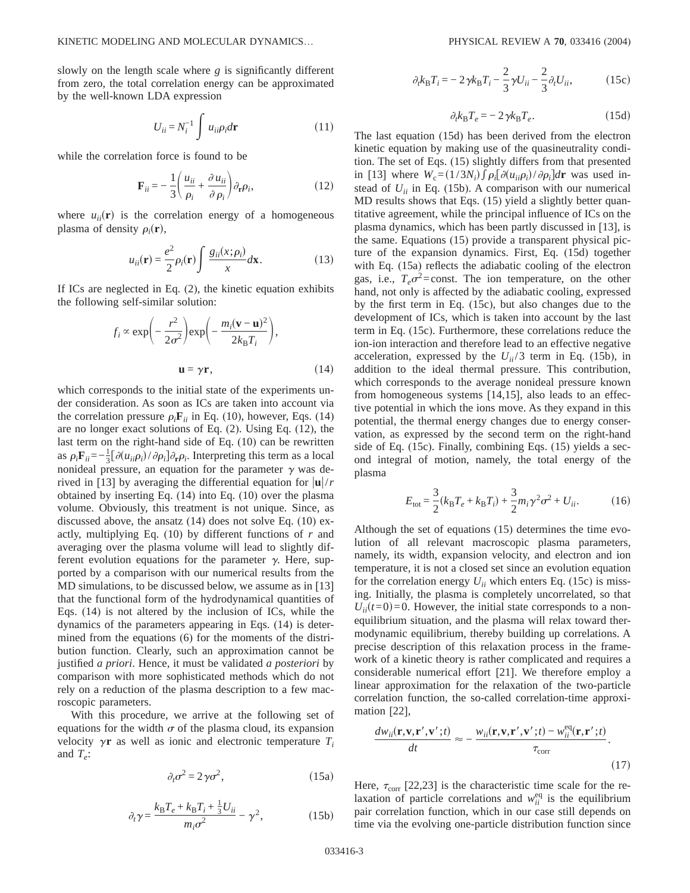slowly on the length scale where $g$ is significantly different from zero, the total correlation energy can be approximated by the well-known LDA expression

$$U_{ii} = N_i^{-1} \int u_{ii} \rho_i d\mathbf{r} \tag{11}$$

while the correlation force is found to be

$$\mathbf{F}_{ii} = -\frac{1}{3}\left(\frac{u_{ii}}{\rho_i} + \frac{\partial u_{ii}}{\partial \rho_i}\right)\partial_{\mathbf{r}}\rho_i, \tag{12}$$

where $u_{ii}(\mathbf{r})$ is the correlation energy of a homogeneous plasma of density $\rho_i(\mathbf{r})$,

$$u_{ii}(\mathbf{r}) = \frac{e^2}{2}\rho_i(\mathbf{r})\int \frac{g_{ii}(x;\rho_i)}{x} d\mathbf{x}. \tag{13}$$

If ICs are neglected in Eq. (2), the kinetic equation exhibits the following self-similar solution:

$$f_i \propto \exp\left(-\frac{r^2}{2\sigma^2}\right)\exp\left(-\frac{m_i(\mathbf{v}-\mathbf{u})^2}{2k_B T_i}\right),$$

$$\mathbf{u} = \gamma \mathbf{r}, \tag{14}$$

which corresponds to the initial state of the experiments under consideration. As soon as ICs are taken into account via the correlation pressure $\rho_i \mathbf{F}_{ii}$ in Eq. (10), however, Eqs. (14) are no longer exact solutions of Eq. (2). Using Eq. (12), the last term on the right-hand side of Eq. (10) can be rewritten as $\rho_i \mathbf{F}_{ii} = -\frac{1}{3}[\partial(u_{ii}\rho_i)/\partial\rho_i]\partial_{\mathbf{r}}\rho_i$. Interpreting this term as a local nonideal pressure, an equation for the parameter $\gamma$ was derived in [13] by averaging the differential equation for $|\mathbf{u}|/r$ obtained by inserting Eq. (14) into Eq. (10) over the plasma volume. Obviously, this treatment is not unique. Since, as discussed above, the ansatz (14) does not solve Eq. (10) exactly, multiplying Eq. (10) by different functions of $r$ and averaging over the plasma volume will lead to slightly different evolution equations for the parameter $\gamma$. Here, supported by a comparison with our numerical results from the MD simulations, to be discussed below, we assume as in [13] that the functional form of the hydrodynamical quantities of Eqs. (14) is not altered by the inclusion of ICs, while the dynamics of the parameters appearing in Eqs. (14) is determined from the equations (6) for the moments of the distribution function. Clearly, such an approximation cannot be justified *a priori*. Hence, it must be validated *a posteriori* by comparison with more sophisticated methods which do not rely on a reduction of the plasma description to a few macroscopic parameters.

With this procedure, we arrive at the following set of equations for the width $\sigma$ of the plasma cloud, its expansion velocity $\gamma\mathbf{r}$ as well as ionic and electronic temperature $T_i$ and $T_e$:

$$\partial_t \sigma^2 = 2\gamma\sigma^2, \tag{15a}$$

$$\partial_t \gamma = \frac{k_B T_e + k_B T_i + \frac{1}{3}U_{ii}}{m_i \sigma^2} - \gamma^2, \tag{15b}$$

$$\partial_t k_B T_i = -2\gamma k_B T_i - \frac{2}{3}\gamma U_{ii} - \frac{2}{3}\partial_t U_{ii}, \tag{15c}$$

$$\partial_t k_B T_e = -2\gamma k_B T_e. \tag{15d}$$

The last equation (15d) has been derived from the electron kinetic equation by making use of the quasineutrality condition. The set of Eqs. (15) slightly differs from that presented in [13] where $W_c = (1/3N_i)\int \rho_i[\partial(u_{ii}\rho_i)/\partial\rho_i]d\mathbf{r}$ was used instead of $U_{ii}$ in Eq. (15b). A comparison with our numerical MD results shows that Eqs. (15) yield a slightly better quantitative agreement, while the principal influence of ICs on the plasma dynamics, which has been partly discussed in [13], is the same. Equations (15) provide a transparent physical picture of the expansion dynamics. First, Eq. (15d) together with Eq. (15a) reflects the adiabatic cooling of the electron gas, i.e., $T_e\sigma^2 = \text{const}$. The ion temperature, on the other hand, not only is affected by the adiabatic cooling, expressed by the first term in Eq. (15c), but also changes due to the development of ICs, which is taken into account by the last term in Eq. (15c). Furthermore, these correlations reduce the ion-ion interaction and therefore lead to an effective negative acceleration, expressed by the $U_{ii}/3$ term in Eq. (15b), in addition to the ideal thermal pressure. This contribution, which corresponds to the average nonideal pressure known from homogeneous systems [14,15], also leads to an effective potential in which the ions move. As they expand in this potential, the thermal energy changes due to energy conservation, as expressed by the second term on the right-hand side of Eq. (15c). Finally, combining Eqs. (15) yields a second integral of motion, namely, the total energy of the plasma

$$E_{\text{tot}} = \frac{3}{2}(k_B T_e + k_B T_i) + \frac{3}{2}m_i \gamma^2 \sigma^2 + U_{ii}. \tag{16}$$

Although the set of equations (15) determines the time evolution of all relevant macroscopic plasma parameters, namely, its width, expansion velocity, and electron and ion temperature, it is not a closed set since an evolution equation for the correlation energy $U_{ii}$ which enters Eq. (15c) is missing. Initially, the plasma is completely uncorrelated, so that $U_{ii}(t=0)=0$. However, the initial state corresponds to a nonequilibrium situation, and the plasma will relax toward thermodynamic equilibrium, thereby building up correlations. A precise description of this relaxation process in the framework of a kinetic theory is rather complicated and requires a considerable numerical effort [21]. We therefore employ a linear approximation for the relaxation of the two-particle correlation function, the so-called correlation-time approximation [22],

$$\frac{dw_{ii}(\mathbf{r},\mathbf{v},\mathbf{r}',\mathbf{v}';t)}{dt} \approx -\frac{w_{ii}(\mathbf{r},\mathbf{v},\mathbf{r}',\mathbf{v}';t) - w_{ii}^{\text{eq}}(\mathbf{r},\mathbf{r}';t)}{\tau_{\text{corr}}}. \tag{17}$$

Here, $\tau_{\text{corr}}$ [22,23] is the characteristic time scale for the relaxation of particle correlations and $w_{ii}^{\text{eq}}$ is the equilibrium pair correlation function, which in our case still depends on time via the evolving one-particle distribution function since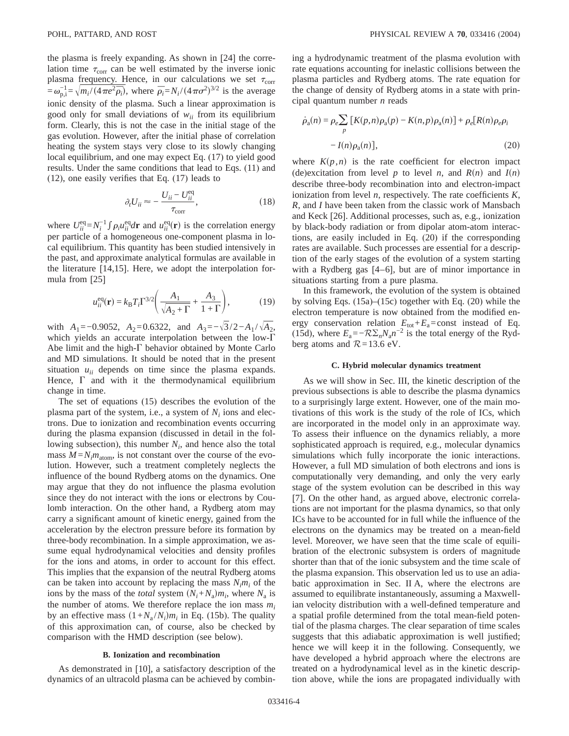the plasma is freely expanding. As shown in [24] the correlation time $\tau_{\rm corr}$ can be well estimated by the inverse ionic plasma frequency. Hence, in our calculations we set $\tau_{\rm corr} = \omega_{\rm p,i}^{-1} = \sqrt{m_i/(4\pi e^2 \overline{\rho_i})}$, where $\overline{\rho_i} = N_i/(4\pi\sigma^2)^{3/2}$ is the average ionic density of the plasma. Such a linear approximation is good only for small deviations of $w_{ii}$ from its equilibrium form. Clearly, this is not the case in the initial stage of the gas evolution. However, after the initial phase of correlation heating the system stays very close to its slowly changing local equilibrium, and one may expect Eq. (17) to yield good results. Under the same conditions that lead to Eqs. (11) and (12), one easily verifies that Eq. (17) leads to

$$\partial_t U_{ii} \approx -\frac{U_{ii} - U_{ii}^{\rm eq}}{\tau_{\rm corr}}, \tag{18}$$

where $U_{ii}^{\rm eq} = N_i^{-1}\int \rho_i u_{ii}^{\rm eq} d\mathbf{r}$ and $u_{ii}^{\rm eq}(\mathbf{r})$ is the correlation energy per particle of a homogeneous one-component plasma in local equilibrium. This quantity has been studied intensively in the past, and approximate analytical formulas are available in the literature [14,15]. Here, we adopt the interpolation formula from [25]

$$u_{ii}^{\rm eq}(\mathbf{r}) = k_{\rm B} T_i \Gamma^{3/2}\left(\frac{A_1}{\sqrt{A_2 + \Gamma}} + \frac{A_3}{1+\Gamma}\right), \tag{19}$$

with $A_1 = -0.9052$, $A_2 = 0.6322$, and $A_3 = -\sqrt{3}/2 - A_1/\sqrt{A_2}$, which yields an accurate interpolation between the low-$\Gamma$ Abe limit and the high-$\Gamma$ behavior obtained by Monte Carlo and MD simulations. It should be noted that in the present situation $u_{ii}$ depends on time since the plasma expands. Hence, $\Gamma$ and with it the thermodynamical equilibrium change in time.

The set of equations (15) describes the evolution of the plasma part of the system, i.e., a system of $N_i$ ions and electrons. Due to ionization and recombination events occurring during the plasma expansion (discussed in detail in the following subsection), this number $N_i$, and hence also the total mass $M = N_i m_{\rm atom}$, is not constant over the course of the evolution. However, such a treatment completely neglects the influence of the bound Rydberg atoms on the dynamics. One may argue that they do not influence the plasma evolution since they do not interact with the ions or electrons by Coulomb interaction. On the other hand, a Rydberg atom may carry a significant amount of kinetic energy, gained from the acceleration by the electron pressure before its formation by three-body recombination. In a simple approximation, we assume equal hydrodynamical velocities and density profiles for the ions and atoms, in order to account for this effect. This implies that the expansion of the neutral Rydberg atoms can be taken into account by replacing the mass $N_i m_i$ of the ions by the mass of the *total* system $(N_i + N_{\rm a}) m_i$, where $N_{\rm a}$ is the number of atoms. We therefore replace the ion mass $m_i$ by an effective mass $(1 + N_{\rm a}/N_i) m_i$ in Eq. (15b). The quality of this approximation can, of course, also be checked by comparison with the HMD description (see below).

### B. Ionization and recombination

As demonstrated in [10], a satisfactory description of the dynamics of an ultracold plasma can be achieved by combining a hydrodynamic treatment of the plasma evolution with rate equations accounting for inelastic collisions between the plasma particles and Rydberg atoms. The rate equation for the change of density of Rydberg atoms in a state with principal quantum number $n$ reads

$$\dot{\rho}_{\rm a}(n) = \rho_e \sum_p [K(p,n)\rho_{\rm a}(p) - K(n,p)\rho_{\rm a}(n)] + \rho_e [R(n)\rho_e \rho_i - I(n)\rho_{\rm a}(n)], \tag{20}$$

where $K(p,n)$ is the rate coefficient for electron impact (de)excitation from level $p$ to level $n$, and $R(n)$ and $I(n)$ describe three-body recombination into and electron-impact ionization from level $n$, respectively. The rate coefficients $K$, $R$, and $I$ have been taken from the classic work of Mansbach and Keck [26]. Additional processes, such as, e.g., ionization by black-body radiation or from dipolar atom-atom interactions, are easily included in Eq. (20) if the corresponding rates are available. Such processes are essential for a description of the early stages of the evolution of a system starting with a Rydberg gas [4–6], but are of minor importance in situations starting from a pure plasma.

In this framework, the evolution of the system is obtained by solving Eqs. (15a)–(15c) together with Eq. (20) while the electron temperature is now obtained from the modified energy conservation relation $E_{\rm tot} + E_{\rm a} = \text{const}$ instead of Eq. (15d), where $E_{\rm a} = -\mathcal{R}\sum_n N_{\rm a} n^{-2}$ is the total energy of the Rydberg atoms and $\mathcal{R} = 13.6$ eV.

### C. Hybrid molecular dynamics treatment

As we will show in Sec. III, the kinetic description of the previous subsections is able to describe the plasma dynamics to a surprisingly large extent. However, one of the main motivations of this work is the study of the role of ICs, which are incorporated in the model only in an approximate way. To assess their influence on the dynamics reliably, a more sophisticated approach is required, e.g., molecular dynamics simulations which fully incorporate the ionic interactions. However, a full MD simulation of both electrons and ions is computationally very demanding, and only the very early stage of the system evolution can be described in this way [7]. On the other hand, as argued above, electronic correlations are not important for the plasma dynamics, so that only ICs have to be accounted for in full while the influence of the electrons on the dynamics may be treated on a mean-field level. Moreover, we have seen that the time scale of equilibration of the electronic subsystem is orders of magnitude shorter than that of the ionic subsystem and the time scale of the plasma expansion. This observation led us to use an adiabatic approximation in Sec. II A, where the electrons are assumed to equilibrate instantaneously, assuming a Maxwellian velocity distribution with a well-defined temperature and a spatial profile determined from the total mean-field potential of the plasma charges. The clear separation of time scales suggests that this adiabatic approximation is well justified; hence we will keep it in the following. Consequently, we have developed a hybrid approach where the electrons are treated on a hydrodynamical level as in the kinetic description above, while the ions are propagated individually with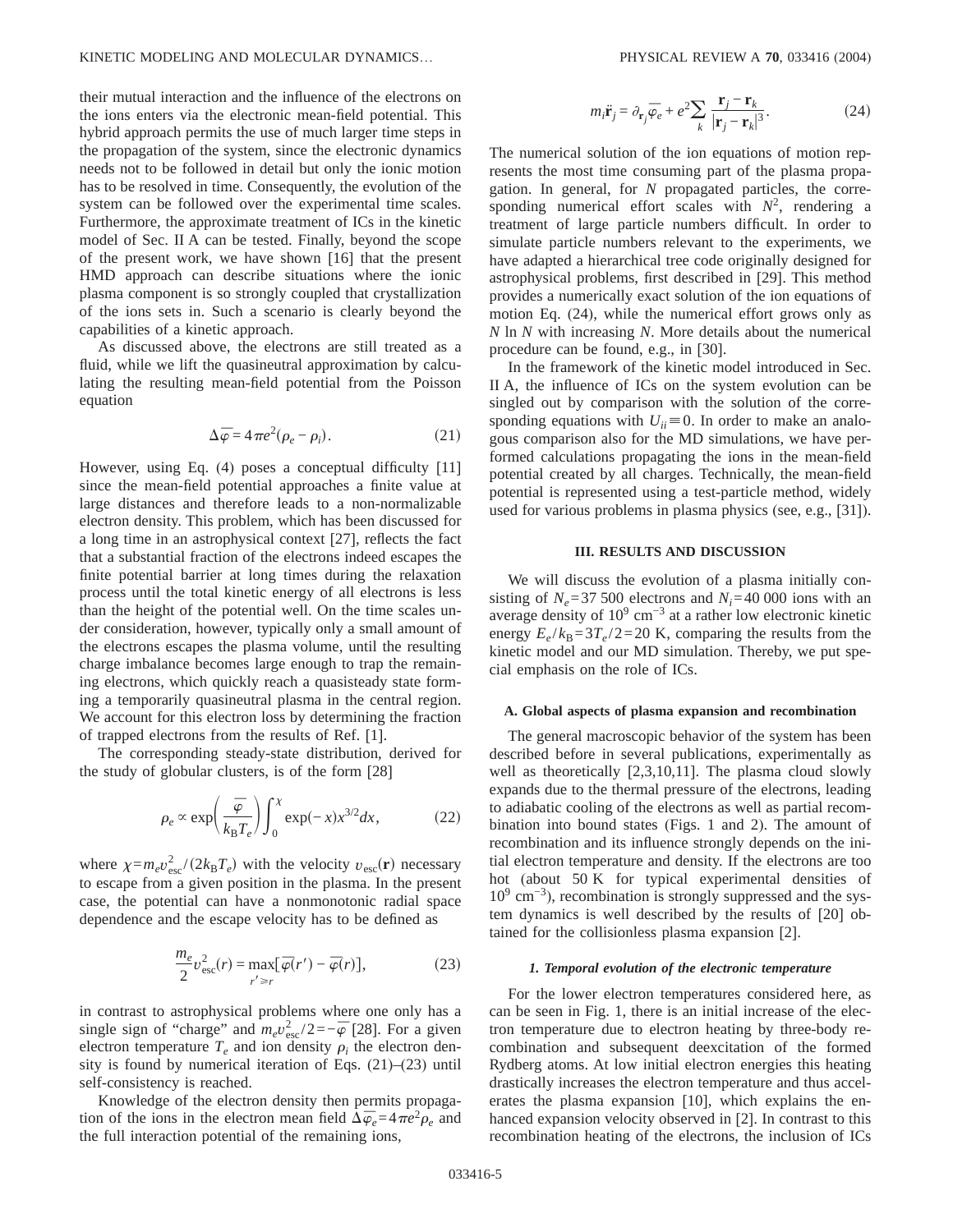their mutual interaction and the influence of the electrons on the ions enters via the electronic mean-field potential. This hybrid approach permits the use of much larger time steps in the propagation of the system, since the electronic dynamics needs not to be followed in detail but only the ionic motion has to be resolved in time. Consequently, the evolution of the system can be followed over the experimental time scales. Furthermore, the approximate treatment of ICs in the kinetic model of Sec. II A can be tested. Finally, beyond the scope of the present work, we have shown [16] that the present HMD approach can describe situations where the ionic plasma component is so strongly coupled that crystallization of the ions sets in. Such a scenario is clearly beyond the capabilities of a kinetic approach.

As discussed above, the electrons are still treated as a fluid, while we lift the quasineutral approximation by calculating the resulting mean-field potential from the Poisson equation

$$\Delta\overline{\varphi} = 4\pi e^2(\rho_e - \rho_i). \tag{21}$$

However, using Eq. (4) poses a conceptual difficulty [11] since the mean-field potential approaches a finite value at large distances and therefore leads to a non-normalizable electron density. This problem, which has been discussed for a long time in an astrophysical context [27], reflects the fact that a substantial fraction of the electrons indeed escapes the finite potential barrier at long times during the relaxation process until the total kinetic energy of all electrons is less than the height of the potential well. On the time scales under consideration, however, typically only a small amount of the electrons escapes the plasma volume, until the resulting charge imbalance becomes large enough to trap the remaining electrons, which quickly reach a quasisteady state forming a temporarily quasineutral plasma in the central region. We account for this electron loss by determining the fraction of trapped electrons from the results of Ref. [1].

The corresponding steady-state distribution, derived for the study of globular clusters, is of the form [28]

$$\rho_e \propto \exp\left(\frac{\overline{\varphi}}{k_B T_e}\right)\int_0^{\chi} \exp(-x)x^{3/2}dx, \tag{22}$$

where $\chi = m_e v_{\rm esc}^2/(2k_B T_e)$ with the velocity $v_{\rm esc}(\mathbf{r})$ necessary to escape from a given position in the plasma. In the present case, the potential can have a nonmonotonic radial space dependence and the escape velocity has to be defined as

$$\frac{m_e}{2}v_{\rm esc}^2(r) = \max_{r' \geq r}[\overline{\varphi}(r') - \overline{\varphi}(r)], \tag{23}$$

in contrast to astrophysical problems where one only has a single sign of "charge" and $m_e v_{\rm esc}^2/2 = -\overline{\varphi}$ [28]. For a given electron temperature $T_e$ and ion density $\rho_i$ the electron density is found by numerical iteration of Eqs. (21)–(23) until self-consistency is reached.

Knowledge of the electron density then permits propagation of the ions in the electron mean field $\Delta\overline{\varphi}_e = 4\pi e^2\rho_e$ and the full interaction potential of the remaining ions,

$$m_i\ddot{\mathbf{r}}_j = \partial_{\mathbf{r}_j}\overline{\varphi}_e + e^2\sum_k \frac{\mathbf{r}_j - \mathbf{r}_k}{|\mathbf{r}_j - \mathbf{r}_k|^3}. \tag{24}$$

The numerical solution of the ion equations of motion represents the most time consuming part of the plasma propagation. In general, for $N$ propagated particles, the corresponding numerical effort scales with $N^2$, rendering a treatment of large particle numbers difficult. In order to simulate particle numbers relevant to the experiments, we have adapted a hierarchical tree code originally designed for astrophysical problems, first described in [29]. This method provides a numerically exact solution of the ion equations of motion Eq. (24), while the numerical effort grows only as $N \ln N$ with increasing $N$. More details about the numerical procedure can be found, e.g., in [30].

In the framework of the kinetic model introduced in Sec. II A, the influence of ICs on the system evolution can be singled out by comparison with the solution of the corresponding equations with $U_{ii} \equiv 0$. In order to make an analogous comparison also for the MD simulations, we have performed calculations propagating the ions in the mean-field potential created by all charges. Technically, the mean-field potential is represented using a test-particle method, widely used for various problems in plasma physics (see, e.g., [31]).

## III. RESULTS AND DISCUSSION

We will discuss the evolution of a plasma initially consisting of $N_e = 37\,500$ electrons and $N_i = 40\,000$ ions with an average density of $10^9$ cm$^{-3}$ at a rather low electronic kinetic energy $E_e/k_B = 3T_e/2 = 20$ K, comparing the results from the kinetic model and our MD simulation. Thereby, we put special emphasis on the role of ICs.

### A. Global aspects of plasma expansion and recombination

The general macroscopic behavior of the system has been described before in several publications, experimentally as well as theoretically [2,3,10,11]. The plasma cloud slowly expands due to the thermal pressure of the electrons, leading to adiabatic cooling of the electrons as well as partial recombination into bound states (Figs. 1 and 2). The amount of recombination and its influence strongly depends on the initial electron temperature and density. If the electrons are too hot (about 50 K for typical experimental densities of $10^9$ cm$^{-3}$), recombination is strongly suppressed and the system dynamics is well described by the results of [20] obtained for the collisionless plasma expansion [2].

#### *1. Temporal evolution of the electronic temperature*

For the lower electron temperatures considered here, as can be seen in Fig. 1, there is an initial increase of the electron temperature due to electron heating by three-body recombination and subsequent deexcitation of the formed Rydberg atoms. At low initial electron energies this heating drastically increases the electron temperature and thus accelerates the plasma expansion [10], which explains the enhanced expansion velocity observed in [2]. In contrast to this recombination heating of the electrons, the inclusion of ICs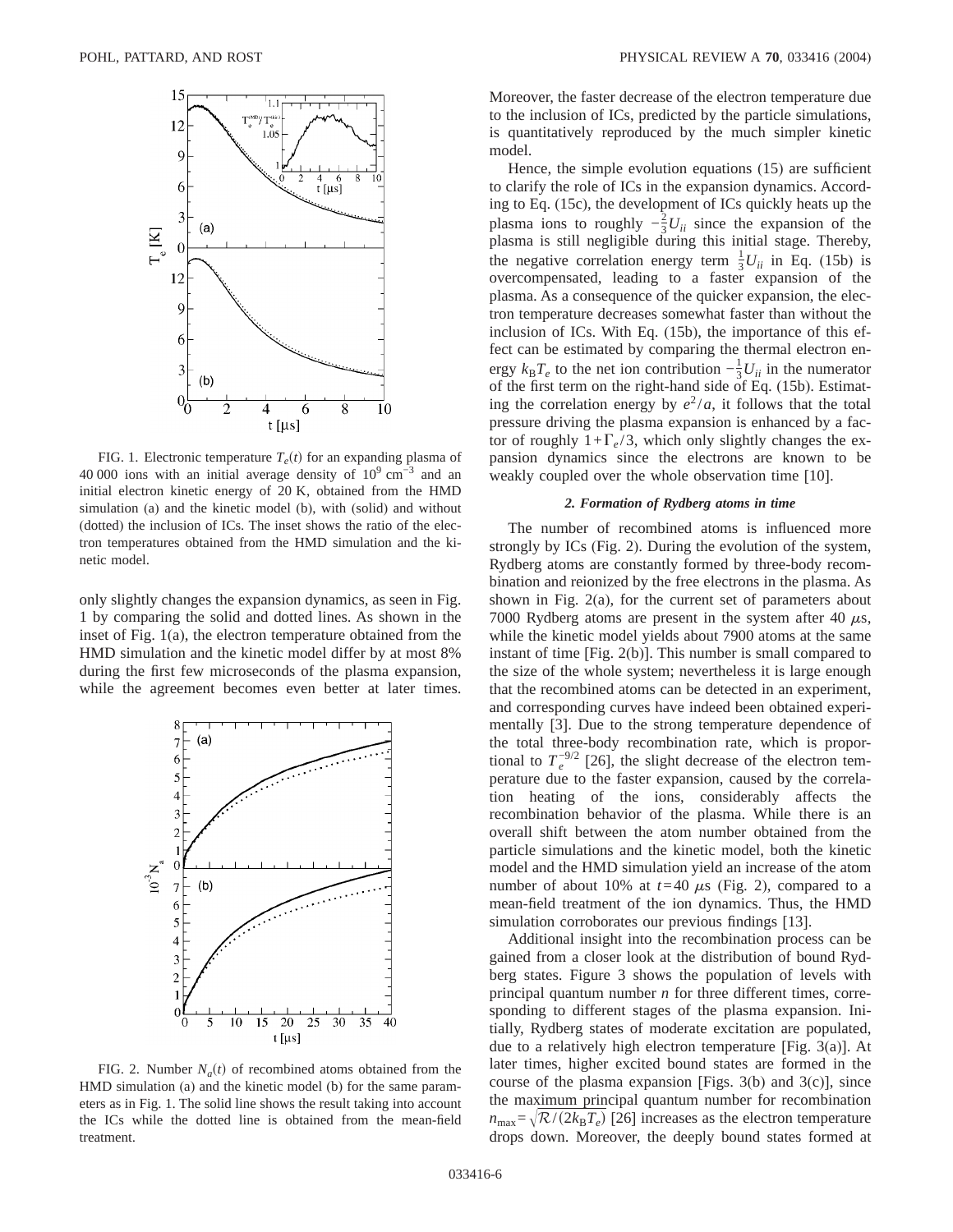FIG. 1. Electronic temperature $T_e(t)$ for an expanding plasma of 40 000 ions with an initial average density of $10^9$ cm$^{-3}$ and an initial electron kinetic energy of 20 K, obtained from the HMD simulation (a) and the kinetic model (b), with (solid) and without (dotted) the inclusion of ICs. The inset shows the ratio of the electron temperatures obtained from the HMD simulation and the kinetic model.

only slightly changes the expansion dynamics, as seen in Fig. 1 by comparing the solid and dotted lines. As shown in the inset of Fig. 1(a), the electron temperature obtained from the HMD simulation and the kinetic model differ by at most 8% during the first few microseconds of the plasma expansion, while the agreement becomes even better at later times.

FIG. 2. Number $N_a(t)$ of recombined atoms obtained from the HMD simulation (a) and the kinetic model (b) for the same parameters as in Fig. 1. The solid line shows the result taking into account the ICs while the dotted line is obtained from the mean-field treatment.

Moreover, the faster decrease of the electron temperature due to the inclusion of ICs, predicted by the particle simulations, is quantitatively reproduced by the much simpler kinetic model.

Hence, the simple evolution equations (15) are sufficient to clarify the role of ICs in the expansion dynamics. According to Eq. (15c), the development of ICs quickly heats up the plasma ions to roughly $-\frac{2}{3}U_{ii}$ since the expansion of the plasma is still negligible during this initial stage. Thereby, the negative correlation energy term $\frac{1}{3}U_{ii}$ in Eq. (15b) is overcompensated, leading to a faster expansion of the plasma. As a consequence of the quicker expansion, the electron temperature decreases somewhat faster than without the inclusion of ICs. With Eq. (15b), the importance of this effect can be estimated by comparing the thermal electron energy $k_B T_e$ to the net ion contribution $-\frac{1}{3}U_{ii}$ in the numerator of the first term on the right-hand side of Eq. (15b). Estimating the correlation energy by $e^2/a$, it follows that the total pressure driving the plasma expansion is enhanced by a factor of roughly $1+\Gamma_e/3$, which only slightly changes the expansion dynamics since the electrons are known to be weakly coupled over the whole observation time [10].

### *2. Formation of Rydberg atoms in time*

The number of recombined atoms is influenced more strongly by ICs (Fig. 2). During the evolution of the system, Rydberg atoms are constantly formed by three-body recombination and reionized by the free electrons in the plasma. As shown in Fig. 2(a), for the current set of parameters about 7000 Rydberg atoms are present in the system after 40 $\mu$s, while the kinetic model yields about 7900 atoms at the same instant of time [Fig. 2(b)]. This number is small compared to the size of the whole system; nevertheless it is large enough that the recombined atoms can be detected in an experiment, and corresponding curves have indeed been obtained experimentally [3]. Due to the strong temperature dependence of the total three-body recombination rate, which is proportional to $T_e^{-9/2}$ [26], the slight decrease of the electron temperature due to the faster expansion, caused by the correlation heating of the ions, considerably affects the recombination behavior of the plasma. While there is an overall shift between the atom number obtained from the particle simulations and the kinetic model, both the kinetic model and the HMD simulation yield an increase of the atom number of about 10% at $t=40$ $\mu$s (Fig. 2), compared to a mean-field treatment of the ion dynamics. Thus, the HMD simulation corroborates our previous findings [13].

Additional insight into the recombination process can be gained from a closer look at the distribution of bound Rydberg states. Figure 3 shows the population of levels with principal quantum number $n$ for three different times, corresponding to different stages of the plasma expansion. Initially, Rydberg states of moderate excitation are populated, due to a relatively high electron temperature [Fig. 3(a)]. At later times, higher excited bound states are formed in the course of the plasma expansion [Figs. 3(b) and 3(c)], since the maximum principal quantum number for recombination $n_{\max}=\sqrt{\mathcal{R}/(2k_B T_e)}$ [26] increases as the electron temperature drops down. Moreover, the deeply bound states formed at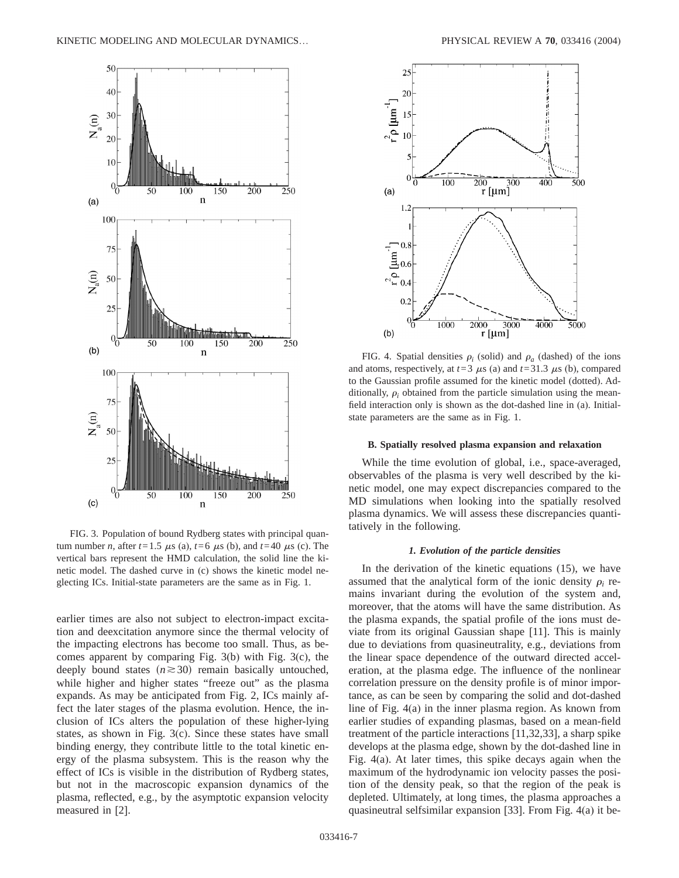FIG. 3. Population of bound Rydberg states with principal quantum number $n$, after $t=1.5\ \mu$s (a), $t=6\ \mu$s (b), and $t=40\ \mu$s (c). The vertical bars represent the HMD calculation, the solid line the kinetic model. The dashed curve in (c) shows the kinetic model neglecting ICs. Initial-state parameters are the same as in Fig. 1.

earlier times are also not subject to electron-impact excitation and deexcitation anymore since the thermal velocity of the impacting electrons has become too small. Thus, as becomes apparent by comparing Fig. 3(b) with Fig. 3(c), the deeply bound states $(n \gtrsim 30)$ remain basically untouched, while higher and higher states "freeze out" as the plasma expands. As may be anticipated from Fig. 2, ICs mainly affect the later stages of the plasma evolution. Hence, the inclusion of ICs alters the population of these higher-lying states, as shown in Fig. 3(c). Since these states have small binding energy, they contribute little to the total kinetic energy of the plasma subsystem. This is the reason why the effect of ICs is visible in the distribution of Rydberg states, but not in the macroscopic expansion dynamics of the plasma, reflected, e.g., by the asymptotic expansion velocity measured in [2].

FIG. 4. Spatial densities $\rho_i$ (solid) and $\rho_a$ (dashed) of the ions and atoms, respectively, at $t=3\ \mu$s (a) and $t=31.3\ \mu$s (b), compared to the Gaussian profile assumed for the kinetic model (dotted). Additionally, $\rho_i$ obtained from the particle simulation using the mean-field interaction only is shown as the dot-dashed line in (a). Initial-state parameters are the same as in Fig. 1.

### B. Spatially resolved plasma expansion and relaxation

While the time evolution of global, i.e., space-averaged, observables of the plasma is very well described by the kinetic model, one may expect discrepancies compared to the MD simulations when looking into the spatially resolved plasma dynamics. We will assess these discrepancies quantitatively in the following.

#### *1. Evolution of the particle densities*

In the derivation of the kinetic equations (15), we have assumed that the analytical form of the ionic density $\rho_i$ remains invariant during the evolution of the system and, moreover, that the atoms will have the same distribution. As the plasma expands, the spatial profile of the ions must deviate from its original Gaussian shape [11]. This is mainly due to deviations from quasineutrality, e.g., deviations from the linear space dependence of the outward directed acceleration, at the plasma edge. The influence of the nonlinear correlation pressure on the density profile is of minor importance, as can be seen by comparing the solid and dot-dashed line of Fig. 4(a) in the inner plasma region. As known from earlier studies of expanding plasmas, based on a mean-field treatment of the particle interactions [11,32,33], a sharp spike develops at the plasma edge, shown by the dot-dashed line in Fig. 4(a). At later times, this spike decays again when the maximum of the hydrodynamic ion velocity passes the position of the density peak, so that the region of the peak is depleted. Ultimately, at long times, the plasma approaches a quasineutral selfsimilar expansion [33]. From Fig. 4(a) it be-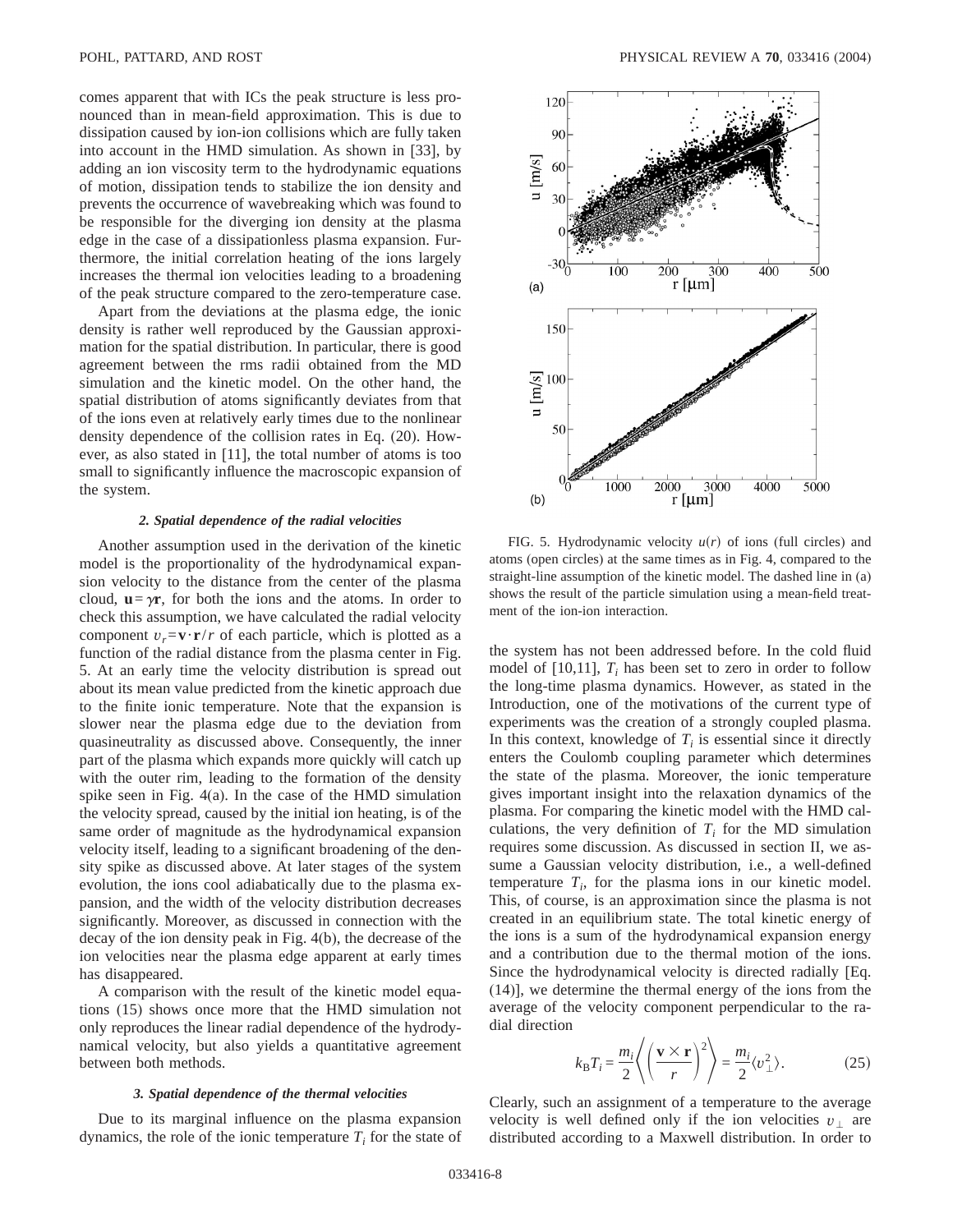comes apparent that with ICs the peak structure is less pronounced than in mean-field approximation. This is due to dissipation caused by ion-ion collisions which are fully taken into account in the HMD simulation. As shown in [33], by adding an ion viscosity term to the hydrodynamic equations of motion, dissipation tends to stabilize the ion density and prevents the occurrence of wavebreaking which was found to be responsible for the diverging ion density at the plasma edge in the case of a dissipationless plasma expansion. Furthermore, the initial correlation heating of the ions largely increases the thermal ion velocities leading to a broadening of the peak structure compared to the zero-temperature case.

Apart from the deviations at the plasma edge, the ionic density is rather well reproduced by the Gaussian approximation for the spatial distribution. In particular, there is good agreement between the rms radii obtained from the MD simulation and the kinetic model. On the other hand, the spatial distribution of atoms significantly deviates from that of the ions even at relatively early times due to the nonlinear density dependence of the collision rates in Eq. (20). However, as also stated in [11], the total number of atoms is too small to significantly influence the macroscopic expansion of the system.

#### *2. Spatial dependence of the radial velocities*

Another assumption used in the derivation of the kinetic model is the proportionality of the hydrodynamical expansion velocity to the distance from the center of the plasma cloud, $\mathbf{u}=\gamma\mathbf{r}$, for both the ions and the atoms. In order to check this assumption, we have calculated the radial velocity component $v_r=\mathbf{v}\cdot\mathbf{r}/r$ of each particle, which is plotted as a function of the radial distance from the plasma center in Fig. 5. At an early time the velocity distribution is spread out about its mean value predicted from the kinetic approach due to the finite ionic temperature. Note that the expansion is slower near the plasma edge due to the deviation from quasineutrality as discussed above. Consequently, the inner part of the plasma which expands more quickly will catch up with the outer rim, leading to the formation of the density spike seen in Fig. 4(a). In the case of the HMD simulation the velocity spread, caused by the initial ion heating, is of the same order of magnitude as the hydrodynamical expansion velocity itself, leading to a significant broadening of the density spike as discussed above. At later stages of the system evolution, the ions cool adiabatically due to the plasma expansion, and the width of the velocity distribution decreases significantly. Moreover, as discussed in connection with the decay of the ion density peak in Fig. 4(b), the decrease of the ion velocities near the plasma edge apparent at early times has disappeared.

A comparison with the result of the kinetic model equations (15) shows once more that the HMD simulation not only reproduces the linear radial dependence of the hydrodynamical velocity, but also yields a quantitative agreement between both methods.

#### *3. Spatial dependence of the thermal velocities*

Due to its marginal influence on the plasma expansion dynamics, the role of the ionic temperature $T_i$ for the state of

FIG. 5. Hydrodynamic velocity $u(r)$ of ions (full circles) and atoms (open circles) at the same times as in Fig. 4, compared to the straight-line assumption of the kinetic model. The dashed line in (a) shows the result of the particle simulation using a mean-field treatment of the ion-ion interaction.

the system has not been addressed before. In the cold fluid model of [10,11], $T_i$ has been set to zero in order to follow the long-time plasma dynamics. However, as stated in the Introduction, one of the motivations of the current type of experiments was the creation of a strongly coupled plasma. In this context, knowledge of $T_i$ is essential since it directly enters the Coulomb coupling parameter which determines the state of the plasma. Moreover, the ionic temperature gives important insight into the relaxation dynamics of the plasma. For comparing the kinetic model with the HMD calculations, the very definition of $T_i$ for the MD simulation requires some discussion. As discussed in section II, we assume a Gaussian velocity distribution, i.e., a well-defined temperature $T_i$, for the plasma ions in our kinetic model. This, of course, is an approximation since the plasma is not created in an equilibrium state. The total kinetic energy of the ions is a sum of the hydrodynamical expansion energy and a contribution due to the thermal motion of the ions. Since the hydrodynamical velocity is directed radially [Eq. (14)], we determine the thermal energy of the ions from the average of the velocity component perpendicular to the radial direction

$$k_{\mathrm{B}}T_i=\frac{m_i}{2}\left\langle\left(\frac{\mathbf{v}\times\mathbf{r}}{r}\right)^2\right\rangle=\frac{m_i}{2}\langle v_\perp^2\rangle. \tag{25}$$

Clearly, such an assignment of a temperature to the average velocity is well defined only if the ion velocities $v_\perp$ are distributed according to a Maxwell distribution. In order to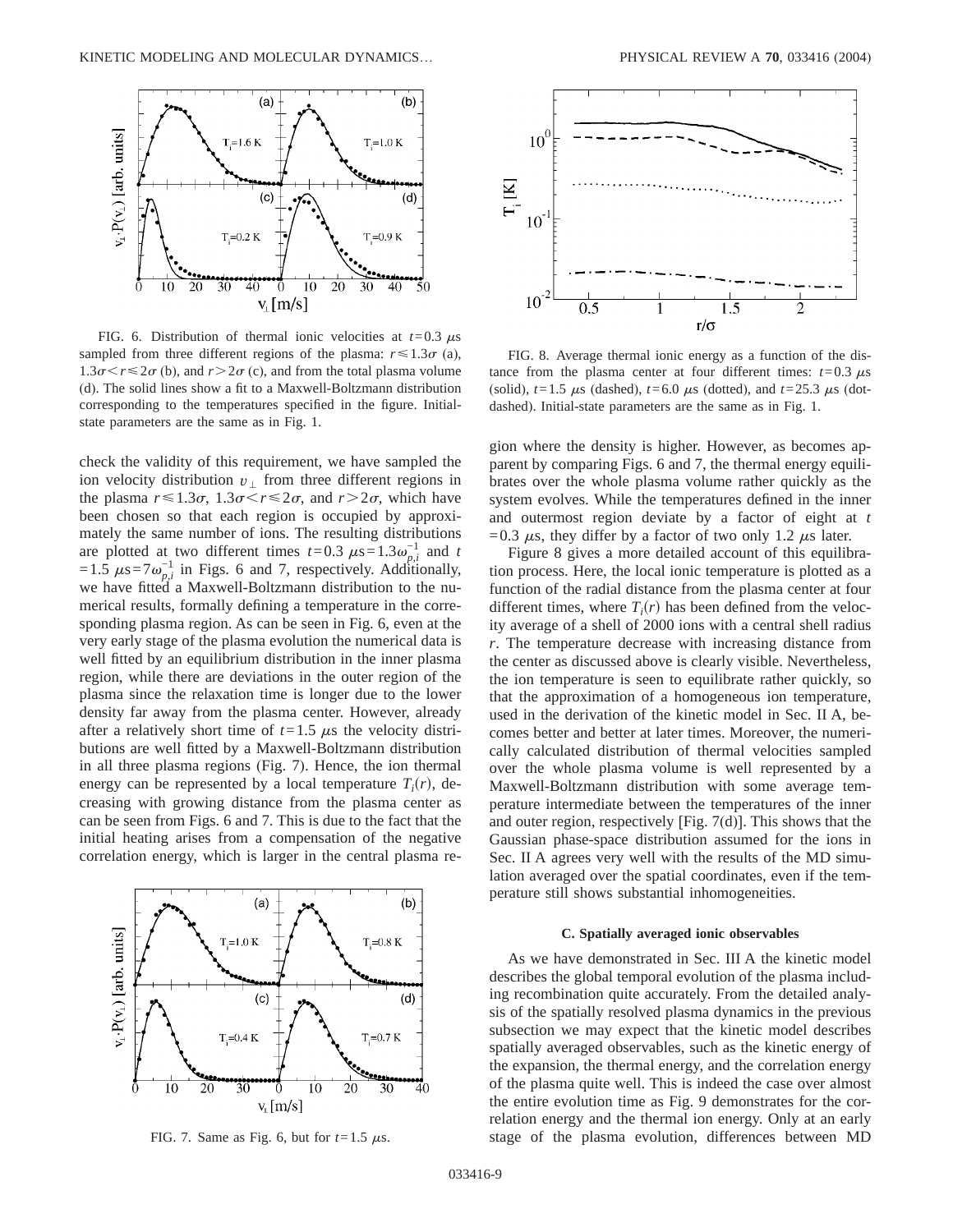FIG. 6. Distribution of thermal ionic velocities at $t=0.3$ $\mu$s sampled from three different regions of the plasma: $r \leq 1.3\sigma$ (a), $1.3\sigma < r \leq 2\sigma$ (b), and $r > 2\sigma$ (c), and from the total plasma volume (d). The solid lines show a fit to a Maxwell-Boltzmann distribution corresponding to the temperatures specified in the figure. Initial-state parameters are the same as in Fig. 1.

check the validity of this requirement, we have sampled the ion velocity distribution $v_\perp$ from three different regions in the plasma $r \leq 1.3\sigma$, $1.3\sigma < r \leq 2\sigma$, and $r > 2\sigma$, which have been chosen so that each region is occupied by approximately the same number of ions. The resulting distributions are plotted at two different times $t=0.3$ $\mu\text{s}=1.3\omega_{p,i}^{-1}$ and $t=1.5$ $\mu\text{s}=7\omega_{p,i}^{-1}$ in Figs. 6 and 7, respectively. Additionally, we have fitted a Maxwell-Boltzmann distribution to the numerical results, formally defining a temperature in the corresponding plasma region. As can be seen in Fig. 6, even at the very early stage of the plasma evolution the numerical data is well fitted by an equilibrium distribution in the inner plasma region, while there are deviations in the outer region of the plasma since the relaxation time is longer due to the lower density far away from the plasma center. However, already after a relatively short time of $t=1.5$ $\mu$s the velocity distributions are well fitted by a Maxwell-Boltzmann distribution in all three plasma regions (Fig. 7). Hence, the ion thermal energy can be represented by a local temperature $T_i(r)$, decreasing with growing distance from the plasma center as can be seen from Figs. 6 and 7. This is due to the fact that the initial heating arises from a compensation of the negative correlation energy, which is larger in the central plasma region where the density is higher. However, as becomes apparent by comparing Figs. 6 and 7, the thermal energy equilibrates over the whole plasma volume rather quickly as the system evolves. While the temperatures defined in the inner and outermost region deviate by a factor of eight at $t=0.3$ $\mu$s, they differ by a factor of two only 1.2 $\mu$s later.

FIG. 7. Same as Fig. 6, but for $t=1.5$ $\mu$s.

FIG. 8. Average thermal ionic energy as a function of the distance from the plasma center at four different times: $t=0.3$ $\mu$s (solid), $t=1.5$ $\mu$s (dashed), $t=6.0$ $\mu$s (dotted), and $t=25.3$ $\mu$s (dot-dashed). Initial-state parameters are the same as in Fig. 1.

Figure 8 gives a more detailed account of this equilibration process. Here, the local ionic temperature is plotted as a function of the radial distance from the plasma center at four different times, where $T_i(r)$ has been defined from the velocity average of a shell of 2000 ions with a central shell radius $r$. The temperature decrease with increasing distance from the center as discussed above is clearly visible. Nevertheless, the ion temperature is seen to equilibrate rather quickly, so that the approximation of a homogeneous ion temperature, used in the derivation of the kinetic model in Sec. II A, becomes better and better at later times. Moreover, the numerically calculated distribution of thermal velocities sampled over the whole plasma volume is well represented by a Maxwell-Boltzmann distribution with some average temperature intermediate between the temperatures of the inner and outer region, respectively [Fig. 7(d)]. This shows that the Gaussian phase-space distribution assumed for the ions in Sec. II A agrees very well with the results of the MD simulation averaged over the spatial coordinates, even if the temperature still shows substantial inhomogeneities.

### C. Spatially averaged ionic observables

As we have demonstrated in Sec. III A the kinetic model describes the global temporal evolution of the plasma including recombination quite accurately. From the detailed analysis of the spatially resolved plasma dynamics in the previous subsection we may expect that the kinetic model describes spatially averaged observables, such as the kinetic energy of the expansion, the thermal energy, and the correlation energy of the plasma quite well. This is indeed the case over almost the entire evolution time as Fig. 9 demonstrates for the correlation energy and the thermal ion energy. Only at an early stage of the plasma evolution, differences between MD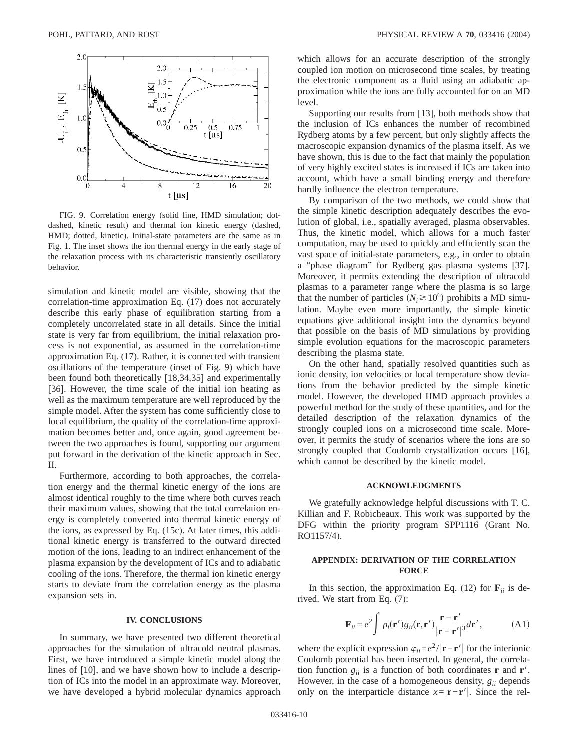2.0
1.5
1.0
0.5
0.0
0 4 8 12 16 20
t [μs]
$-U_{ii}$, $E_{th}$ [K]

Inset: 2.0 1.5 1.0 0.5 0.0 0 0.25 0.5 0.75 1 t [μs] $E_{th}$ [K]

FIG. 9. Correlation energy (solid line, HMD simulation; dot-dashed, kinetic result) and thermal ion kinetic energy (dashed, HMD; dotted, kinetic). Initial-state parameters are the same as in Fig. 1. The inset shows the ion thermal energy in the early stage of the relaxation process with its characteristic transiently oscillatory behavior.

simulation and kinetic model are visible, showing that the correlation-time approximation Eq. (17) does not accurately describe this early phase of equilibration starting from a completely uncorrelated state in all details. Since the initial state is very far from equilibrium, the initial relaxation process is not exponential, as assumed in the correlation-time approximation Eq. (17). Rather, it is connected with transient oscillations of the temperature (inset of Fig. 9) which have been found both theoretically [18,34,35] and experimentally [36]. However, the time scale of the initial ion heating as well as the maximum temperature are well reproduced by the simple model. After the system has come sufficiently close to local equilibrium, the quality of the correlation-time approximation becomes better and, once again, good agreement between the two approaches is found, supporting our argument put forward in the derivation of the kinetic approach in Sec. II.

Furthermore, according to both approaches, the correlation energy and the thermal kinetic energy of the ions are almost identical roughly to the time where both curves reach their maximum values, showing that the total correlation energy is completely converted into thermal kinetic energy of the ions, as expressed by Eq. (15c). At later times, this additional kinetic energy is transferred to the outward directed motion of the ions, leading to an indirect enhancement of the plasma expansion by the development of ICs and to adiabatic cooling of the ions. Therefore, the thermal ion kinetic energy starts to deviate from the correlation energy as the plasma expansion sets in.

## IV. CONCLUSIONS

In summary, we have presented two different theoretical approaches for the simulation of ultracold neutral plasmas. First, we have introduced a simple kinetic model along the lines of [10], and we have shown how to include a description of ICs into the model in an approximate way. Moreover, we have developed a hybrid molecular dynamics approach which allows for an accurate description of the strongly coupled ion motion on microsecond time scales, by treating the electronic component as a fluid using an adiabatic approximation while the ions are fully accounted for on an MD level.

Supporting our results from [13], both methods show that the inclusion of ICs enhances the number of recombined Rydberg atoms by a few percent, but only slightly affects the macroscopic expansion dynamics of the plasma itself. As we have shown, this is due to the fact that mainly the population of very highly excited states is increased if ICs are taken into account, which have a small binding energy and therefore hardly influence the electron temperature.

By comparison of the two methods, we could show that the simple kinetic description adequately describes the evolution of global, i.e., spatially averaged, plasma observables. Thus, the kinetic model, which allows for a much faster computation, may be used to quickly and efficiently scan the vast space of initial-state parameters, e.g., in order to obtain a "phase diagram" for Rydberg gas–plasma systems [37]. Moreover, it permits extending the description of ultracold plasmas to a parameter range where the plasma is so large that the number of particles ($N_i \gtrsim 10^6$) prohibits a MD simulation. Maybe even more importantly, the simple kinetic equations give additional insight into the dynamics beyond that possible on the basis of MD simulations by providing simple evolution equations for the macroscopic parameters describing the plasma state.

On the other hand, spatially resolved quantities such as ionic density, ion velocities or local temperature show deviations from the behavior predicted by the simple kinetic model. However, the developed HMD approach provides a powerful method for the study of these quantities, and for the detailed description of the relaxation dynamics of the strongly coupled ions on a microsecond time scale. Moreover, it permits the study of scenarios where the ions are so strongly coupled that Coulomb crystallization occurs [16], which cannot be described by the kinetic model.

## ACKNOWLEDGMENTS

We gratefully acknowledge helpful discussions with T. C. Killian and F. Robicheaux. This work was supported by the DFG within the priority program SPP1116 (Grant No. RO1157/4).

## APPENDIX: DERIVATION OF THE CORRELATION FORCE

In this section, the approximation Eq. (12) for $\mathbf{F}_{ii}$ is derived. We start from Eq. (7):

$$\mathbf{F}_{ii} = e^2 \int \rho_i(\mathbf{r}')g_{ii}(\mathbf{r},\mathbf{r}')\frac{\mathbf{r}-\mathbf{r}'}{|\mathbf{r}-\mathbf{r}'|^3}d\mathbf{r}', \tag{A1}$$

where the explicit expression $\varphi_{ii}=e^2/|\mathbf{r}-\mathbf{r}'|$ for the interionic Coulomb potential has been inserted. In general, the correlation function $g_{ii}$ is a function of both coordinates $\mathbf{r}$ and $\mathbf{r}'$. However, in the case of a homogeneous density, $g_{ii}$ depends only on the interparticle distance $x=|\mathbf{r}-\mathbf{r}'|$. Since the rel-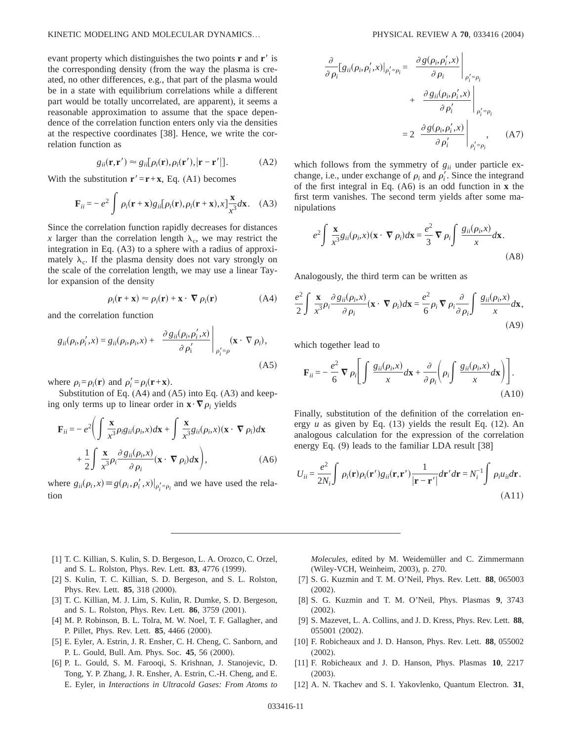evant property which distinguishes the two points $\mathbf{r}$ and $\mathbf{r}'$ is the corresponding density (from the way the plasma is created, no other differences, e.g., that part of the plasma would be in a state with equilibrium correlations while a different part would be totally uncorrelated, are apparent), it seems a reasonable approximation to assume that the space dependence of the correlation function enters only via the densities at the respective coordinates [38]. Hence, we write the correlation function as

$$g_{ii}(\mathbf{r},\mathbf{r}') \approx g_{ii}[\rho_i(\mathbf{r}),\rho_i(\mathbf{r}'),|\mathbf{r}-\mathbf{r}'|]. \tag{A2}$$

With the substitution $\mathbf{r}'=\mathbf{r}+\mathbf{x}$, Eq. (A1) becomes

$$\mathbf{F}_{ii} = -e^2 \int \rho_i(\mathbf{r}+\mathbf{x}) g_{ii}[\rho_i(\mathbf{r}),\rho_i(\mathbf{r}+\mathbf{x}),x]\frac{\mathbf{x}}{x^3}d\mathbf{x}. \tag{A3}$$

Since the correlation function rapidly decreases for distances $x$ larger than the correlation length $\lambda_c$, we may restrict the integration in Eq. (A3) to a sphere with a radius of approximately $\lambda_c$. If the plasma density does not vary strongly on the scale of the correlation length, we may use a linear Taylor expansion of the density

$$\rho_i(\mathbf{r}+\mathbf{x}) \approx \rho_i(\mathbf{r}) + \mathbf{x}\cdot\nabla\rho_i(\mathbf{r}) \tag{A4}$$

and the correlation function

$$g_{ii}(\rho_i,\rho_i',x) = g_{ii}(\rho_i,\rho_i,x) + \left.\frac{\partial g_{ii}(\rho_i,\rho_i',x)}{\partial \rho_i'}\right|_{\rho_i'=\rho}(\mathbf{x}\cdot\nabla\rho_i), \tag{A5}$$

where $\rho_i=\rho_i(\mathbf{r})$ and $\rho_i'=\rho_i(\mathbf{r}+\mathbf{x})$.

Substitution of Eq. (A4) and (A5) into Eq. (A3) and keeping only terms up to linear order in $\mathbf{x}\cdot\nabla\rho_i$ yields

$$\mathbf{F}_{ii} = -e^2\Bigg(\int\frac{\mathbf{x}}{x^3}\rho_i g_{ii}(\rho_i,x)d\mathbf{x} + \int\frac{\mathbf{x}}{x^3}g_{ii}(\rho_i,x)(\mathbf{x}\cdot\nabla\rho_i)d\mathbf{x} + \frac{1}{2}\int\frac{\mathbf{x}}{x^3}\rho_i\frac{\partial g_{ii}(\rho_i,x)}{\partial\rho_i}(\mathbf{x}\cdot\nabla\rho_i)d\mathbf{x}\Bigg), \tag{A6}$$

where $g_{ii}(\rho_i,x)\equiv g(\rho_i,\rho_i',x)|_{\rho_i'=\rho_i}$ and we have used the relation

$$\frac{\partial}{\partial\rho_i}[g_{ii}(\rho_i,\rho_i',x)|_{\rho_i'=\rho_i}) = \left.\frac{\partial g(\rho_i,\rho_i',x)}{\partial\rho_i}\right|_{\rho_i'=\rho_i} + \left.\frac{\partial g_{ii}(\rho_i,\rho_i',x)}{\partial\rho_i'}\right|_{\rho_i'=\rho_i} = 2\left.\frac{\partial g(\rho_i,\rho_i',x)}{\partial\rho_i'}\right|_{\rho_i'=\rho_i}, \tag{A7}$$

which follows from the symmetry of $g_{ii}$ under particle exchange, i.e., under exchange of $\rho_i$ and $\rho_i'$. Since the integrand of the first integral in Eq. (A6) is an odd function in $\mathbf{x}$ the first term vanishes. The second term yields after some manipulations

$$e^2\int\frac{\mathbf{x}}{x^3}g_{ii}(\rho_i,x)(\mathbf{x}\cdot\nabla\rho_i)d\mathbf{x} = \frac{e^2}{3}\nabla\rho_i\int\frac{g_{ii}(\rho_i,x)}{x}d\mathbf{x}. \tag{A8}$$

Analogously, the third term can be written as

$$\frac{e^2}{2}\int\frac{\mathbf{x}}{x^3}\rho_i\frac{\partial g_{ii}(\rho_i,x)}{\partial\rho_i}(\mathbf{x}\cdot\nabla\rho_i)d\mathbf{x} = \frac{e^2}{6}\rho_i\nabla\rho_i\frac{\partial}{\partial\rho_i}\int\frac{g_{ii}(\rho_i,x)}{x}d\mathbf{x}, \tag{A9}$$

which together lead to

$$\mathbf{F}_{ii} = -\frac{e^2}{6}\nabla\rho_i\left[\int\frac{g_{ii}(\rho_i,x)}{x}d\mathbf{x} + \frac{\partial}{\partial\rho_i}\left(\rho_i\int\frac{g_{ii}(\rho_i,x)}{x}d\mathbf{x}\right)\right]. \tag{A10}$$

Finally, substitution of the definition of the correlation energy $u$ as given by Eq. (13) yields the result Eq. (12). An analogous calculation for the expression of the correlation energy Eq. (9) leads to the familiar LDA result [38]

$$U_{ii} = \frac{e^2}{2N_i}\int\rho_i(\mathbf{r})\rho_i(\mathbf{r}')g_{ii}(\mathbf{r},\mathbf{r}')\frac{1}{|\mathbf{r}-\mathbf{r}'|}d\mathbf{r}'d\mathbf{r} = N_i^{-1}\int\rho_i u_{ii}d\mathbf{r}. \tag{A11}$$

---

[1] T. C. Killian, S. Kulin, S. D. Bergeson, L. A. Orozco, C. Orzel, and S. L. Rolston, Phys. Rev. Lett. **83**, 4776 (1999).

[2] S. Kulin, T. C. Killian, S. D. Bergeson, and S. L. Rolston, Phys. Rev. Lett. **85**, 318 (2000).

[3] T. C. Killian, M. J. Lim, S. Kulin, R. Dumke, S. D. Bergeson, and S. L. Rolston, Phys. Rev. Lett. **86**, 3759 (2001).

[4] M. P. Robinson, B. L. Tolra, M. W. Noel, T. F. Gallagher, and P. Pillet, Phys. Rev. Lett. **85**, 4466 (2000).

[5] E. Eyler, A. Estrin, J. R. Ensher, C. H. Cheng, C. Sanborn, and P. L. Gould, Bull. Am. Phys. Soc. **45**, 56 (2000).

[6] P. L. Gould, S. M. Farooqi, S. Krishnan, J. Stanojevic, D. Tong, Y. P. Zhang, J. R. Ensher, A. Estrin, C.-H. Cheng, and E. E. Eyler, in *Interactions in Ultracold Gases: From Atoms to Molecules*, edited by M. Weidemüller and C. Zimmermann (Wiley-VCH, Weinheim, 2003), p. 270.

[7] S. G. Kuzmin and T. M. O'Neil, Phys. Rev. Lett. **88**, 065003 (2002).

[8] S. G. Kuzmin and T. M. O'Neil, Phys. Plasmas **9**, 3743 (2002).

[9] S. Mazevet, L. A. Collins, and J. D. Kress, Phys. Rev. Lett. **88**, 055001 (2002).

[10] F. Robicheaux and J. D. Hanson, Phys. Rev. Lett. **88**, 055002 (2002).

[11] F. Robicheaux and J. D. Hanson, Phys. Plasmas **10**, 2217 (2003).

[12] A. N. Tkachev and S. I. Yakovlenko, Quantum Electron. **31**,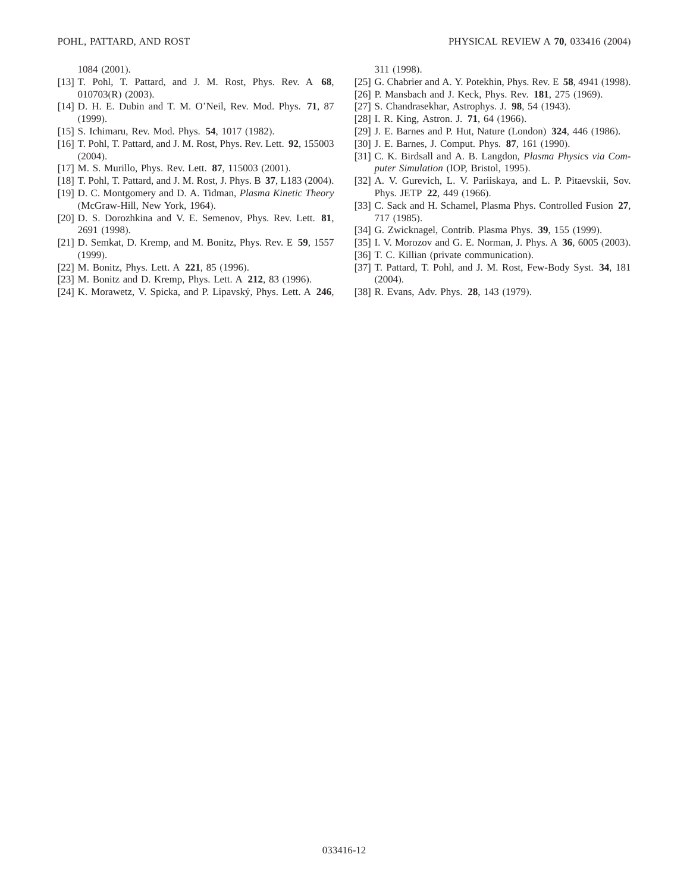1084 (2001).

[13] T. Pohl, T. Pattard, and J. M. Rost, Phys. Rev. A **68**, 010703(R) (2003).

[14] D. H. E. Dubin and T. M. O'Neil, Rev. Mod. Phys. **71**, 87 (1999).

[15] S. Ichimaru, Rev. Mod. Phys. **54**, 1017 (1982).

[16] T. Pohl, T. Pattard, and J. M. Rost, Phys. Rev. Lett. **92**, 155003 (2004).

[17] M. S. Murillo, Phys. Rev. Lett. **87**, 115003 (2001).

[18] T. Pohl, T. Pattard, and J. M. Rost, J. Phys. B **37**, L183 (2004).

[19] D. C. Montgomery and D. A. Tidman, *Plasma Kinetic Theory* (McGraw-Hill, New York, 1964).

[20] D. S. Dorozhkina and V. E. Semenov, Phys. Rev. Lett. **81**, 2691 (1998).

[21] D. Semkat, D. Kremp, and M. Bonitz, Phys. Rev. E **59**, 1557 (1999).

[22] M. Bonitz, Phys. Lett. A **221**, 85 (1996).

[23] M. Bonitz and D. Kremp, Phys. Lett. A **212**, 83 (1996).

[24] K. Morawetz, V. Spicka, and P. Lipavský, Phys. Lett. A **246**, 311 (1998).

[25] G. Chabrier and A. Y. Potekhin, Phys. Rev. E **58**, 4941 (1998).

[26] P. Mansbach and J. Keck, Phys. Rev. **181**, 275 (1969).

[27] S. Chandrasekhar, Astrophys. J. **98**, 54 (1943).

[28] I. R. King, Astron. J. **71**, 64 (1966).

[29] J. E. Barnes and P. Hut, Nature (London) **324**, 446 (1986).

[30] J. E. Barnes, J. Comput. Phys. **87**, 161 (1990).

[31] C. K. Birdsall and A. B. Langdon, *Plasma Physics via Computer Simulation* (IOP, Bristol, 1995).

[32] A. V. Gurevich, L. V. Pariiskaya, and L. P. Pitaevskii, Sov. Phys. JETP **22**, 449 (1966).

[33] C. Sack and H. Schamel, Plasma Phys. Controlled Fusion **27**, 717 (1985).

[34] G. Zwicknagel, Contrib. Plasma Phys. **39**, 155 (1999).

[35] I. V. Morozov and G. E. Norman, J. Phys. A **36**, 6005 (2003).

[36] T. C. Killian (private communication).

[37] T. Pattard, T. Pohl, and J. M. Rost, Few-Body Syst. **34**, 181 (2004).

[38] R. Evans, Adv. Phys. **28**, 143 (1979).